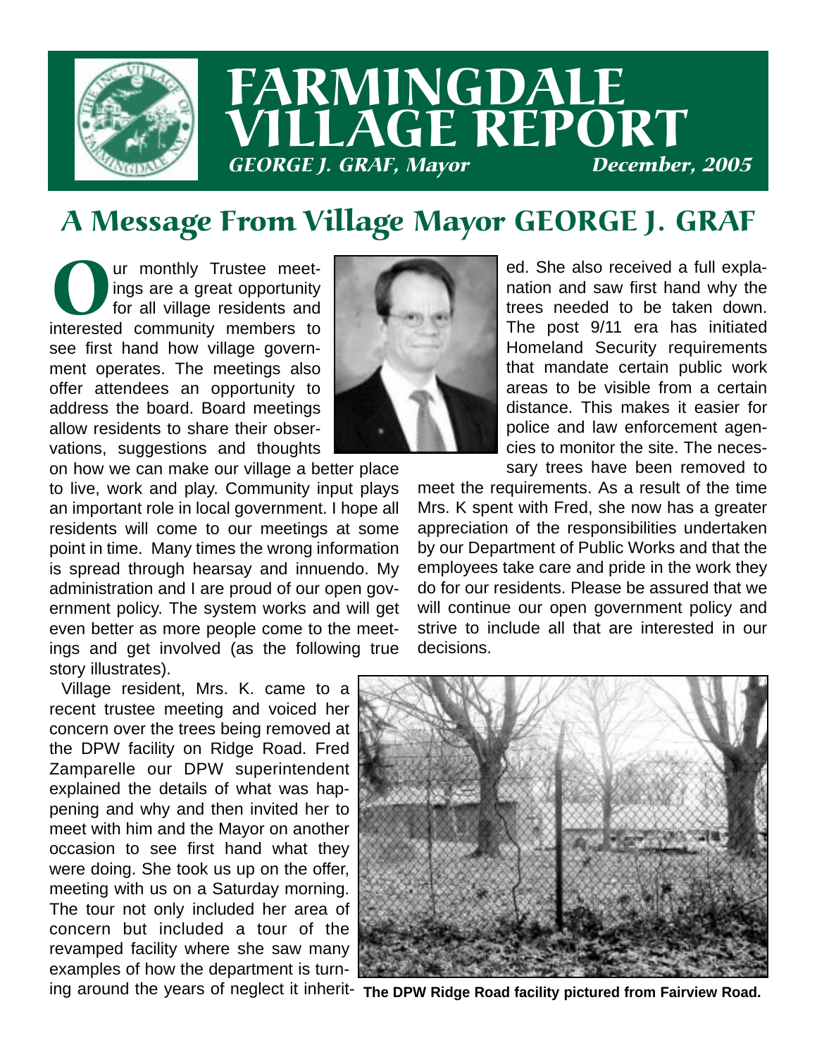# FARMINGDALE VILLAGE REPORT

*GEORGE J. GRAF, Mayor* *December, 2005*

## A Message From Village Mayor GEORGE J. GRAF

Our monthly Trustee meetings are a great opportunity for all village residents and interested community members to see first hand how village government operates. The meetings also offer attendees an opportunity to address the board. Board meetings allow residents to share their observations, suggestions and thoughts on how we can make our village a better place to live, work and play. Community input plays an important role in local government. I hope all residents will come to our meetings at some point in time. Many times the wrong information is spread through hearsay and innuendo. My administration and I are proud of our open government policy. The system works and will get even better as more people come to the meetings and get involved (as the following true story illustrates).

Village resident, Mrs. K. came to a recent trustee meeting and voiced her concern over the trees being removed at the DPW facility on Ridge Road. Fred Zamparelle our DPW superintendent explained the details of what was happening and why and then invited her to meet with him and the Mayor on another occasion to see first hand what they were doing. She took us up on the offer, meeting with us on a Saturday morning. The tour not only included her area of concern but included a tour of the revamped facility where she saw many examples of how the department is turning around the years of neglect it inherited. She also received a full explanation and saw first hand why the trees needed to be taken down. The post 9/11 era has initiated Homeland Security requirements that mandate certain public work areas to be visible from a certain distance. This makes it easier for police and law enforcement agencies to monitor the site. The necessary trees have been removed to meet the requirements. As a result of the time Mrs. K spent with Fred, she now has a greater appreciation of the responsibilities undertaken by our Department of Public Works and that the employees take care and pride in the work they do for our residents. Please be assured that we will continue our open government policy and strive to include all that are interested in our decisions.

**The DPW Ridge Road facility pictured from Fairview Road.**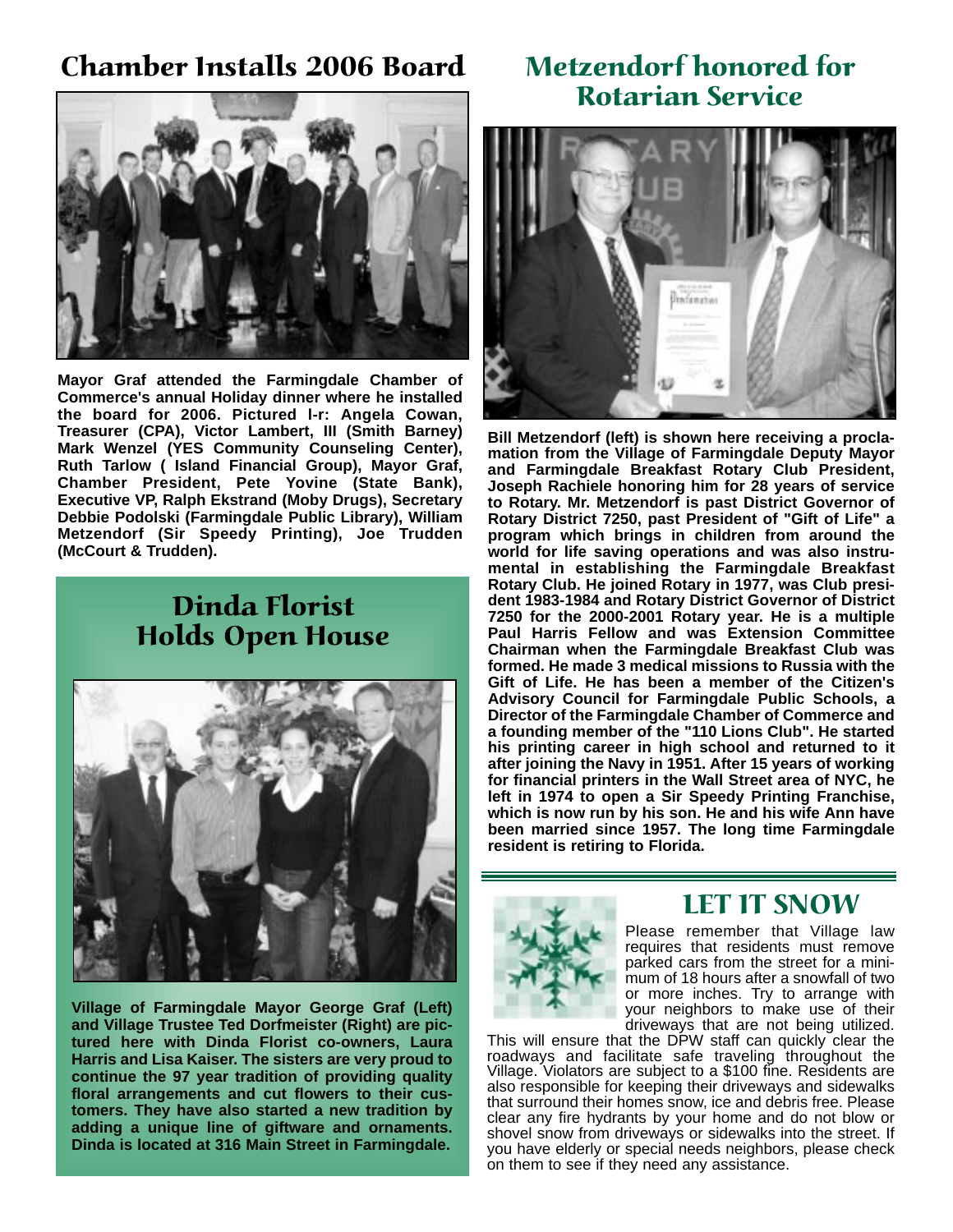## Chamber Installs 2006 Board

**Mayor Graf attended the Farmingdale Chamber of Commerce's annual Holiday dinner where he installed the board for 2006. Pictured l-r: Angela Cowan, Treasurer (CPA), Victor Lambert, III (Smith Barney) Mark Wenzel (YES Community Counseling Center), Ruth Tarlow ( Island Financial Group), Mayor Graf, Chamber President, Pete Yovine (State Bank), Executive VP, Ralph Ekstrand (Moby Drugs), Secretary Debbie Podolski (Farmingdale Public Library), William Metzendorf (Sir Speedy Printing), Joe Trudden (McCourt & Trudden).**

## Dinda Florist Holds Open House

**Village of Farmingdale Mayor George Graf (Left) and Village Trustee Ted Dorfmeister (Right) are pictured here with Dinda Florist co-owners, Laura Harris and Lisa Kaiser. The sisters are very proud to continue the 97 year tradition of providing quality floral arrangements and cut flowers to their customers. They have also started a new tradition by adding a unique line of giftware and ornaments. Dinda is located at 316 Main Street in Farmingdale.**

## Metzendorf honored for Rotarian Service

**Bill Metzendorf (left) is shown here receiving a proclamation from the Village of Farmingdale Deputy Mayor and Farmingdale Breakfast Rotary Club President, Joseph Rachiele honoring him for 28 years of service to Rotary. Mr. Metzendorf is past District Governor of Rotary District 7250, past President of "Gift of Life" a program which brings in children from around the world for life saving operations and was also instrumental in establishing the Farmingdale Breakfast Rotary Club. He joined Rotary in 1977, was Club president 1983-1984 and Rotary District Governor of District 7250 for the 2000-2001 Rotary year. He is a multiple Paul Harris Fellow and was Extension Committee Chairman when the Farmingdale Breakfast Club was formed. He made 3 medical missions to Russia with the Gift of Life. He has been a member of the Citizen's Advisory Council for Farmingdale Public Schools, a Director of the Farmingdale Chamber of Commerce and a founding member of the "110 Lions Club". He started his printing career in high school and returned to it after joining the Navy in 1951. After 15 years of working for financial printers in the Wall Street area of NYC, he left in 1974 to open a Sir Speedy Printing Franchise, which is now run by his son. He and his wife Ann have been married since 1957. The long time Farmingdale resident is retiring to Florida.**

## LET IT SNOW

Please remember that Village law requires that residents must remove parked cars from the street for a minimum of 18 hours after a snowfall of two or more inches. Try to arrange with your neighbors to make use of their driveways that are not being utilized. This will ensure that the DPW staff can quickly clear the roadways and facilitate safe traveling throughout the Village. Violators are subject to a $100 fine. Residents are also responsible for keeping their driveways and sidewalks that surround their homes snow, ice and debris free. Please clear any fire hydrants by your home and do not blow or shovel snow from driveways or sidewalks into the street. If you have elderly or special needs neighbors, please check on them to see if they need any assistance.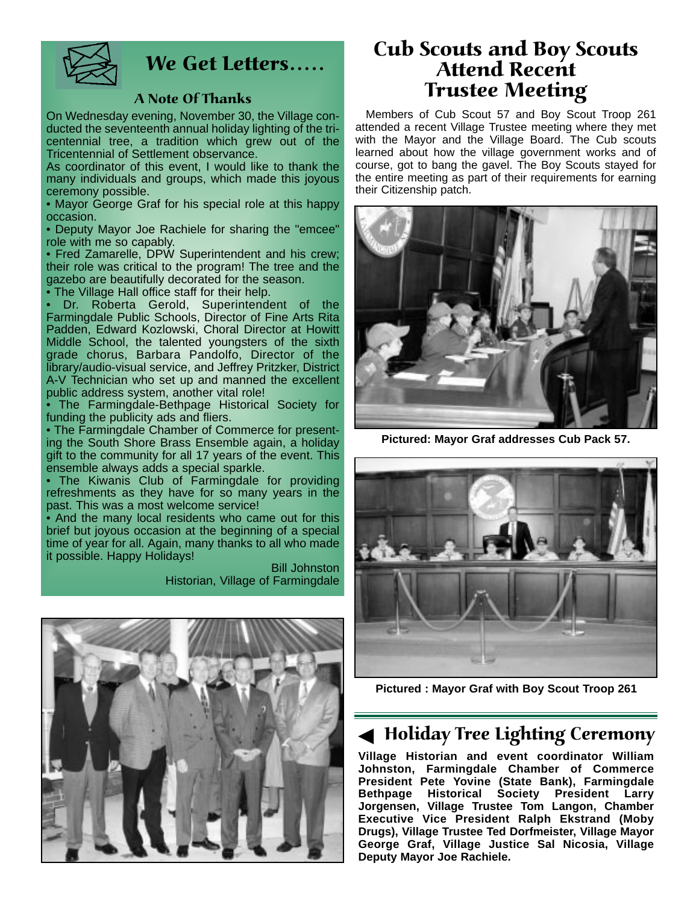## We Get Letters.....

### A Note Of Thanks

On Wednesday evening, November 30, the Village conducted the seventeenth annual holiday lighting of the tricentennial tree, a tradition which grew out of the Tricentennial of Settlement observance.

As coordinator of this event, I would like to thank the many individuals and groups, which made this joyous ceremony possible.

- Mayor George Graf for his special role at this happy occasion.
- Deputy Mayor Joe Rachiele for sharing the "emcee" role with me so capably.
- Fred Zamarelle, DPW Superintendent and his crew; their role was critical to the program! The tree and the gazebo are beautifully decorated for the season.
- The Village Hall office staff for their help.
- Dr. Roberta Gerold, Superintendent of the Farmingdale Public Schools, Director of Fine Arts Rita Padden, Edward Kozlowski, Choral Director at Howitt Middle School, the talented youngsters of the sixth grade chorus, Barbara Pandolfo, Director of the library/audio-visual service, and Jeffrey Pritzker, District A-V Technician who set up and manned the excellent public address system, another vital role!
- The Farmingdale-Bethpage Historical Society for funding the publicity ads and fliers.
- The Farmingdale Chamber of Commerce for presenting the South Shore Brass Ensemble again, a holiday gift to the community for all 17 years of the event. This ensemble always adds a special sparkle.
- The Kiwanis Club of Farmingdale for providing refreshments as they have for so many years in the past. This was a most welcome service!
- And the many local residents who came out for this brief but joyous occasion at the beginning of a special time of year for all. Again, many thanks to all who made it possible. Happy Holidays!

Bill Johnston
Historian, Village of Farmingdale

## Cub Scouts and Boy Scouts Attend Recent Trustee Meeting

Members of Cub Scout 57 and Boy Scout Troop 261 attended a recent Village Trustee meeting where they met with the Mayor and the Village Board. The Cub scouts learned about how the village government works and of course, got to bang the gavel. The Boy Scouts stayed for the entire meeting as part of their requirements for earning their Citizenship patch.

**Pictured: Mayor Graf addresses Cub Pack 57.**

**Pictured : Mayor Graf with Boy Scout Troop 261**

## ◀ Holiday Tree Lighting Ceremony

**Village Historian and event coordinator William Johnston, Farmingdale Chamber of Commerce President Pete Yovine (State Bank), Farmingdale Bethpage Historical Society President Larry Jorgensen, Village Trustee Tom Langon, Chamber Executive Vice President Ralph Ekstrand (Moby Drugs), Village Trustee Ted Dorfmeister, Village Mayor George Graf, Village Justice Sal Nicosia, Village Deputy Mayor Joe Rachiele.**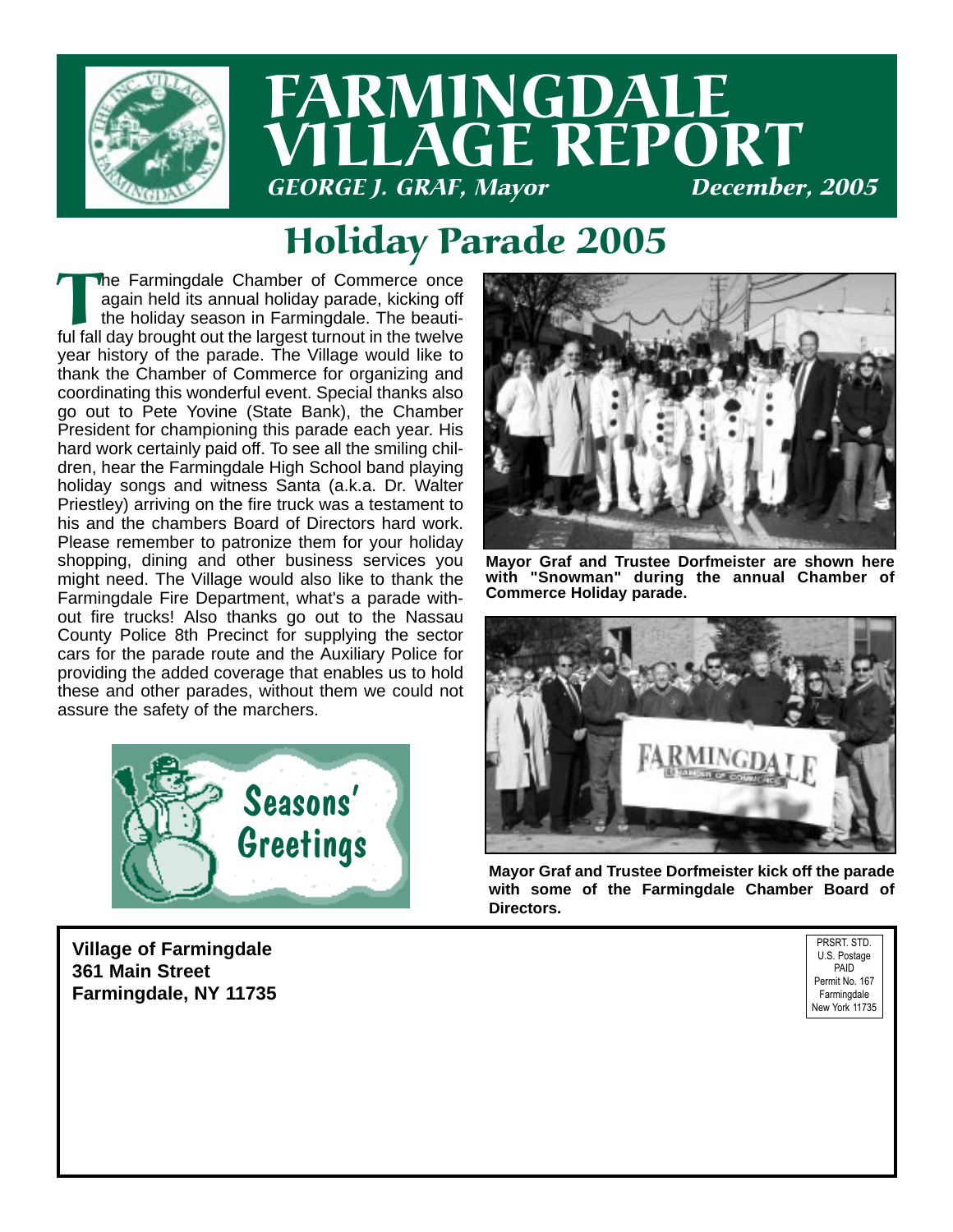# FARMINGDALE VILLAGE REPORT

*GEORGE J. GRAF, Mayor* *December, 2005*

## Holiday Parade 2005

The Farmingdale Chamber of Commerce once again held its annual holiday parade, kicking off the holiday season in Farmingdale. The beautiful fall day brought out the largest turnout in the twelve year history of the parade. The Village would like to thank the Chamber of Commerce for organizing and coordinating this wonderful event. Special thanks also go out to Pete Yovine (State Bank), the Chamber President for championing this parade each year. His hard work certainly paid off. To see all the smiling children, hear the Farmingdale High School band playing holiday songs and witness Santa (a.k.a. Dr. Walter Priestley) arriving on the fire truck was a testament to his and the chambers Board of Directors hard work. Please remember to patronize them for your holiday shopping, dining and other business services you might need. The Village would also like to thank the Farmingdale Fire Department, what's a parade without fire trucks! Also thanks go out to the Nassau County Police 8th Precinct for supplying the sector cars for the parade route and the Auxiliary Police for providing the added coverage that enables us to hold these and other parades, without them we could not assure the safety of the marchers.

Seasons' Greetings

**Mayor Graf and Trustee Dorfmeister are shown here with "Snowman" during the annual Chamber of Commerce Holiday parade.**

**Mayor Graf and Trustee Dorfmeister kick off the parade with some of the Farmingdale Chamber Board of Directors.**

**Village of Farmingdale**
**361 Main Street**
**Farmingdale, NY 11735**

PRSRT. STD.
U.S. Postage
PAID
Permit No. 167
Farmingdale
New York 11735